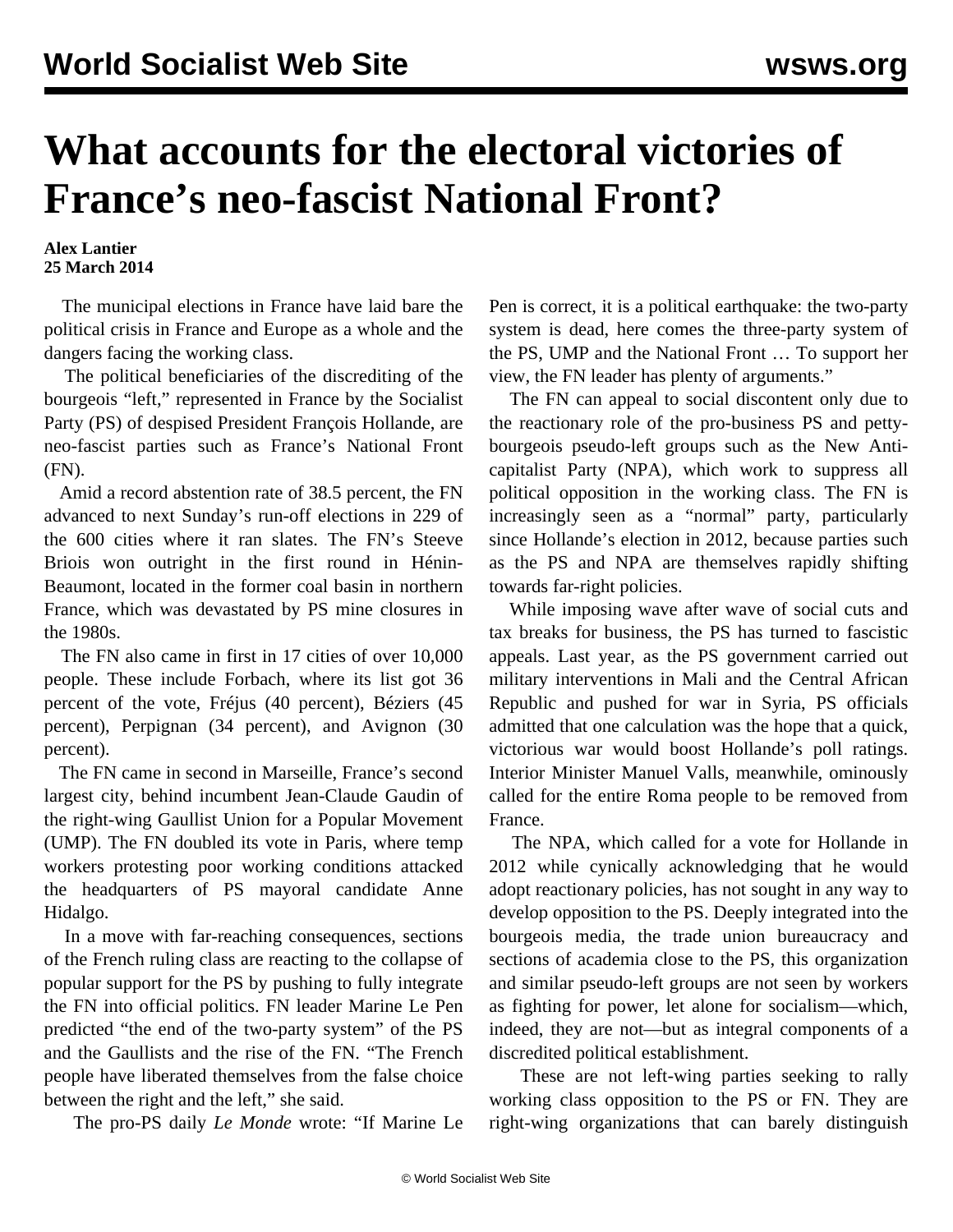# What accounts for the electoral victories of France's neo-fascist National Front?

**Alex Lantier**
**25 March 2014**

The municipal elections in France have laid bare the political crisis in France and Europe as a whole and the dangers facing the working class.

The political beneficiaries of the discrediting of the bourgeois "left," represented in France by the Socialist Party (PS) of despised President François Hollande, are neo-fascist parties such as France's National Front (FN).

Amid a record abstention rate of 38.5 percent, the FN advanced to next Sunday's run-off elections in 229 of the 600 cities where it ran slates. The FN's Steeve Briois won outright in the first round in Hénin-Beaumont, located in the former coal basin in northern France, which was devastated by PS mine closures in the 1980s.

The FN also came in first in 17 cities of over 10,000 people. These include Forbach, where its list got 36 percent of the vote, Fréjus (40 percent), Béziers (45 percent), Perpignan (34 percent), and Avignon (30 percent).

The FN came in second in Marseille, France's second largest city, behind incumbent Jean-Claude Gaudin of the right-wing Gaullist Union for a Popular Movement (UMP). The FN doubled its vote in Paris, where temp workers protesting poor working conditions attacked the headquarters of PS mayoral candidate Anne Hidalgo.

In a move with far-reaching consequences, sections of the French ruling class are reacting to the collapse of popular support for the PS by pushing to fully integrate the FN into official politics. FN leader Marine Le Pen predicted "the end of the two-party system" of the PS and the Gaullists and the rise of the FN. "The French people have liberated themselves from the false choice between the right and the left," she said.

The pro-PS daily *Le Monde* wrote: "If Marine Le Pen is correct, it is a political earthquake: the two-party system is dead, here comes the three-party system of the PS, UMP and the National Front … To support her view, the FN leader has plenty of arguments."

The FN can appeal to social discontent only due to the reactionary role of the pro-business PS and petty-bourgeois pseudo-left groups such as the New Anti-capitalist Party (NPA), which work to suppress all political opposition in the working class. The FN is increasingly seen as a "normal" party, particularly since Hollande's election in 2012, because parties such as the PS and NPA are themselves rapidly shifting towards far-right policies.

While imposing wave after wave of social cuts and tax breaks for business, the PS has turned to fascistic appeals. Last year, as the PS government carried out military interventions in Mali and the Central African Republic and pushed for war in Syria, PS officials admitted that one calculation was the hope that a quick, victorious war would boost Hollande's poll ratings. Interior Minister Manuel Valls, meanwhile, ominously called for the entire Roma people to be removed from France.

The NPA, which called for a vote for Hollande in 2012 while cynically acknowledging that he would adopt reactionary policies, has not sought in any way to develop opposition to the PS. Deeply integrated into the bourgeois media, the trade union bureaucracy and sections of academia close to the PS, this organization and similar pseudo-left groups are not seen by workers as fighting for power, let alone for socialism—which, indeed, they are not—but as integral components of a discredited political establishment.

These are not left-wing parties seeking to rally working class opposition to the PS or FN. They are right-wing organizations that can barely distinguish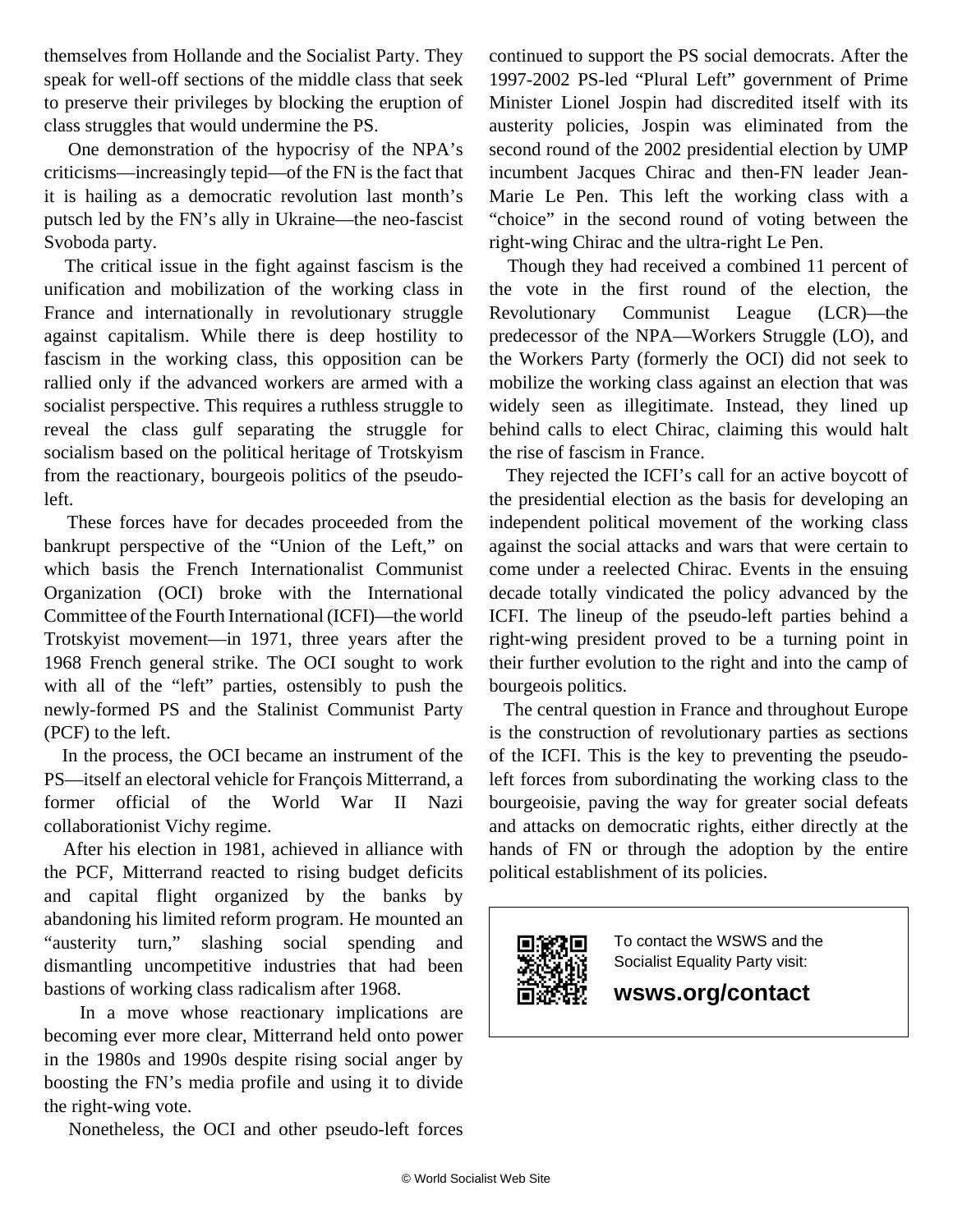themselves from Hollande and the Socialist Party. They speak for well-off sections of the middle class that seek to preserve their privileges by blocking the eruption of class struggles that would undermine the PS.

One demonstration of the hypocrisy of the NPA's criticisms—increasingly tepid—of the FN is the fact that it is hailing as a democratic revolution last month's putsch led by the FN's ally in Ukraine—the neo-fascist Svoboda party.

The critical issue in the fight against fascism is the unification and mobilization of the working class in France and internationally in revolutionary struggle against capitalism. While there is deep hostility to fascism in the working class, this opposition can be rallied only if the advanced workers are armed with a socialist perspective. This requires a ruthless struggle to reveal the class gulf separating the struggle for socialism based on the political heritage of Trotskyism from the reactionary, bourgeois politics of the pseudo-left.

These forces have for decades proceeded from the bankrupt perspective of the "Union of the Left," on which basis the French Internationalist Communist Organization (OCI) broke with the International Committee of the Fourth International (ICFI)—the world Trotskyist movement—in 1971, three years after the 1968 French general strike. The OCI sought to work with all of the "left" parties, ostensibly to push the newly-formed PS and the Stalinist Communist Party (PCF) to the left.

In the process, the OCI became an instrument of the PS—itself an electoral vehicle for François Mitterrand, a former official of the World War II Nazi collaborationist Vichy regime.

After his election in 1981, achieved in alliance with the PCF, Mitterrand reacted to rising budget deficits and capital flight organized by the banks by abandoning his limited reform program. He mounted an "austerity turn," slashing social spending and dismantling uncompetitive industries that had been bastions of working class radicalism after 1968.

In a move whose reactionary implications are becoming ever more clear, Mitterrand held onto power in the 1980s and 1990s despite rising social anger by boosting the FN's media profile and using it to divide the right-wing vote.

Nonetheless, the OCI and other pseudo-left forces continued to support the PS social democrats. After the 1997-2002 PS-led "Plural Left" government of Prime Minister Lionel Jospin had discredited itself with its austerity policies, Jospin was eliminated from the second round of the 2002 presidential election by UMP incumbent Jacques Chirac and then-FN leader Jean-Marie Le Pen. This left the working class with a "choice" in the second round of voting between the right-wing Chirac and the ultra-right Le Pen.

Though they had received a combined 11 percent of the vote in the first round of the election, the Revolutionary Communist League (LCR)—the predecessor of the NPA—Workers Struggle (LO), and the Workers Party (formerly the OCI) did not seek to mobilize the working class against an election that was widely seen as illegitimate. Instead, they lined up behind calls to elect Chirac, claiming this would halt the rise of fascism in France.

They rejected the ICFI's call for an active boycott of the presidential election as the basis for developing an independent political movement of the working class against the social attacks and wars that were certain to come under a reelected Chirac. Events in the ensuing decade totally vindicated the policy advanced by the ICFI. The lineup of the pseudo-left parties behind a right-wing president proved to be a turning point in their further evolution to the right and into the camp of bourgeois politics.

The central question in France and throughout Europe is the construction of revolutionary parties as sections of the ICFI. This is the key to preventing the pseudo-left forces from subordinating the working class to the bourgeoisie, paving the way for greater social defeats and attacks on democratic rights, either directly at the hands of FN or through the adoption by the entire political establishment of its policies.

To contact the WSWS and the Socialist Equality Party visit:

**wsws.org/contact**